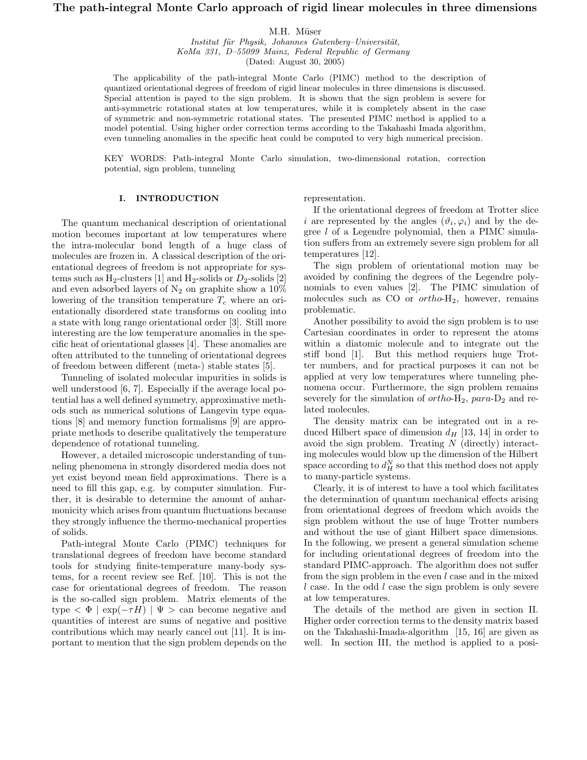# The path-integral Monte Carlo approach of rigid linear molecules in three dimensions

M.H. Müser

*Institut für Physik, Johannes Gutenberg–Universität, KoMa 331, D–55099 Mainz, Federal Republic of Germany*

(Dated: August 30, 2005)

The applicability of the path-integral Monte Carlo (PIMC) method to the description of quantized orientational degrees of freedom of rigid linear molecules in three dimensions is discussed. Special attention is payed to the sign problem. It is shown that the sign problem is severe for anti-symmetric rotational states at low temperatures, while it is completely absent in the case of symmetric and non-symmetric rotational states. The presented PIMC method is applied to a model potential. Using higher order correction terms according to the Takahashi Imada algorithm, even tunneling anomalies in the specific heat could be computed to very high numerical precision.

KEY WORDS: Path-integral Monte Carlo simulation, two-dimensional rotation, correction potential, sign problem, tunneling

## I. INTRODUCTION

The quantum mechanical description of orientational motion becomes important at low temperatures where the intra-molecular bond length of a huge class of molecules are frozen in. A classical description of the orientational degrees of freedom is not appropriate for systems such as $H_2$-clusters [1] and $H_2$-solids or $D_2$-solids [2] and even adsorbed layers of $N_2$ on graphite show a 10% lowering of the transition temperature $T_c$ where an orientationally disordered state transforms on cooling into a state with long range orientational order [3]. Still more interesting are the low temperature anomalies in the specific heat of orientational glasses [4]. These anomalies are often attributed to the tunneling of orientational degrees of freedom between different (meta-) stable states [5].

Tunneling of isolated molecular impurities in solids is well understood [6, 7]. Especially if the average local potential has a well defined symmetry, approximative methods such as numerical solutions of Langevin type equations [8] and memory function formalisms [9] are appropriate methods to describe qualitatively the temperature dependence of rotational tunneling.

However, a detailed microscopic understanding of tunneling phenomena in strongly disordered media does not yet exist beyond mean field approximations. There is a need to fill this gap, e.g. by computer simulation. Further, it is desirable to determine the amount of anharmonicity which arises from quantum fluctuations because they strongly influence the thermo-mechanical properties of solids.

Path-integral Monte Carlo (PIMC) techniques for translational degrees of freedom have become standard tools for studying finite-temperature many-body systems, for a recent review see Ref. [10]. This is not the case for orientational degrees of freedom. The reason is the so-called sign problem. Matrix elements of the type $< \Phi \mid \exp(-\tau H) \mid \Psi >$ can become negative and quantities of interest are sums of negative and positive contributions which may nearly cancel out [11]. It is important to mention that the sign problem depends on the representation.

If the orientational degrees of freedom at Trotter slice $i$ are represented by the angles $(\vartheta_i, \varphi_i)$ and by the degree $l$ of a Legendre polynomial, then a PIMC simulation suffers from an extremely severe sign problem for all temperatures [12].

The sign problem of orientational motion may be avoided by confining the degrees of the Legendre polynomials to even values [2]. The PIMC simulation of molecules such as CO or *ortho*-$H_2$, however, remains problematic.

Another possibility to avoid the sign problem is to use Cartesian coordinates in order to represent the atoms within a diatomic molecule and to integrate out the stiff bond [1]. But this method requiers huge Trotter numbers, and for practical purposes it can not be applied at very low temperatures where tunneling phenomena occur. Furthermore, the sign problem remains severely for the simulation of *ortho*-$H_2$, *para*-$D_2$ and related molecules.

The density matrix can be integrated out in a reduced Hilbert space of dimension $d_H$ [13, 14] in order to avoid the sign problem. Treating $N$ (directly) interacting molecules would blow up the dimension of the Hilbert space according to $d_H^N$ so that this method does not apply to many-particle systems.

Clearly, it is of interest to have a tool which facilitates the determination of quantum mechanical effects arising from orientational degrees of freedom which avoids the sign problem without the use of huge Trotter numbers and without the use of giant Hilbert space dimensions. In the following, we present a general simulation scheme for including orientational degrees of freedom into the standard PIMC-approach. The algorithm does not suffer from the sign problem in the even $l$ case and in the mixed $l$ case. In the odd $l$ case the sign problem is only severe at low temperatures.

The details of the method are given in section II. Higher order correction terms to the density matrix based on the Takahashi-Imada-algorithm [15, 16] are given as well. In section III, the method is applied to a posi-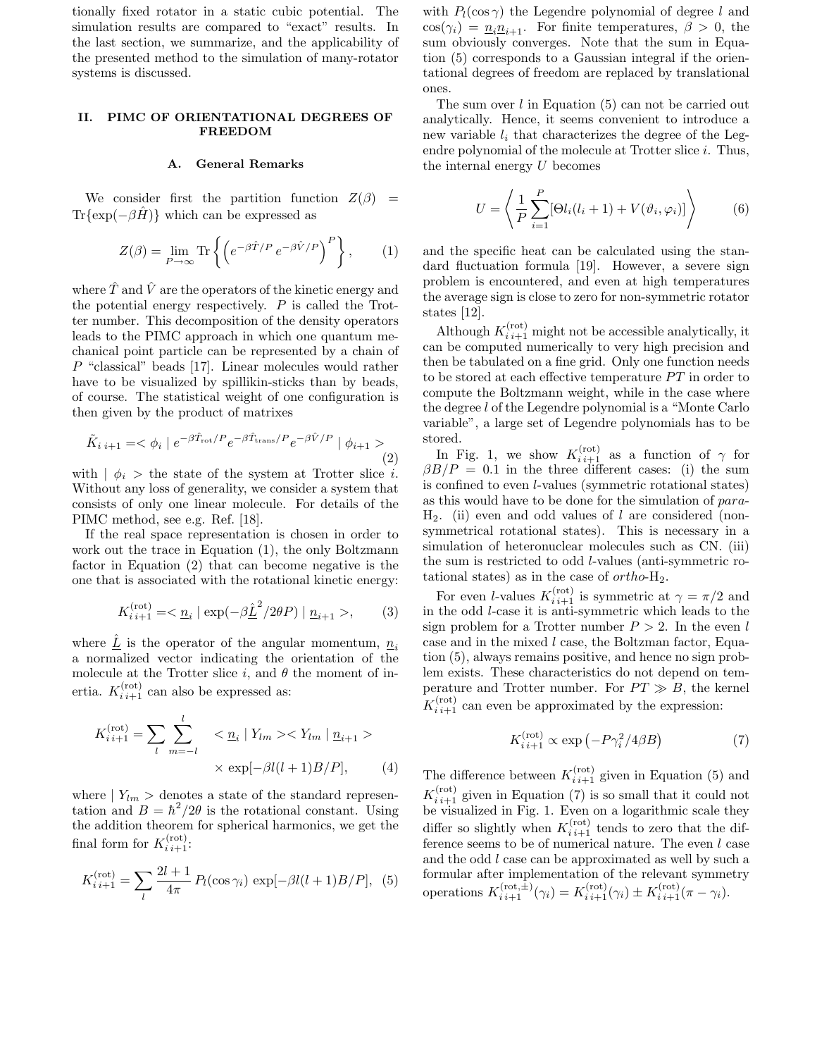tionally fixed rotator in a static cubic potential. The simulation results are compared to "exact" results. In the last section, we summarize, and the applicability of the presented method to the simulation of many-rotator systems is discussed.

## II. PIMC OF ORIENTATIONAL DEGREES OF FREEDOM

### A. General Remarks

We consider first the partition function $Z(\beta) = \mathrm{Tr}\{\exp(-\beta\hat{H})\}$ which can be expressed as

$$Z(\beta) = \lim_{P\to\infty} \mathrm{Tr}\left\{ \left( e^{-\beta\hat{T}/P}\, e^{-\beta\hat{V}/P} \right)^P \right\}, \qquad (1)$$

where $\hat{T}$ and $\hat{V}$ are the operators of the kinetic energy and the potential energy respectively. $P$ is called the Trotter number. This decomposition of the density operators leads to the PIMC approach in which one quantum mechanical point particle can be represented by a chain of $P$ "classical" beads [17]. Linear molecules would rather have to be visualized by spillikin-sticks than by beads, of course. The statistical weight of one configuration is then given by the product of matrixes

$$\tilde{K}_{i\,i+1} =< \phi_i \mid e^{-\beta\hat{T}_{\mathrm{rot}}/P} e^{-\beta\hat{T}_{\mathrm{trans}}/P} e^{-\beta\hat{V}/P} \mid \phi_{i+1} > \qquad (2)$$

with $\mid \phi_i >$ the state of the system at Trotter slice $i$. Without any loss of generality, we consider a system that consists of only one linear molecule. For details of the PIMC method, see e.g. Ref. [18].

If the real space representation is chosen in order to work out the trace in Equation (1), the only Boltzmann factor in Equation (2) that can become negative is the one that is associated with the rotational kinetic energy:

$$K^{(\mathrm{rot})}_{i\,i+1} =< \underline{n}_i \mid \exp(-\beta\hat{\underline{L}}^2/2\theta P) \mid \underline{n}_{i+1} >, \qquad (3)$$

where $\hat{\underline{L}}$ is the operator of the angular momentum, $\underline{n}_i$ a normalized vector indicating the orientation of the molecule at the Trotter slice $i$, and $\theta$ the moment of inertia. $K^{(\mathrm{rot})}_{i\,i+1}$ can also be expressed as:

$$K^{(\mathrm{rot})}_{i\,i+1} = \sum_l \sum_{m=-l}^{l} < \underline{n}_i \mid Y_{lm} >< Y_{lm} \mid \underline{n}_{i+1} > \times \exp[-\beta l(l+1)B/P], \qquad (4)$$

where $\mid Y_{lm} >$ denotes a state of the standard representation and $B = \hbar^2/2\theta$ is the rotational constant. Using the addition theorem for spherical harmonics, we get the final form for $K^{(\mathrm{rot})}_{i\,i+1}$:

$$K^{(\mathrm{rot})}_{i\,i+1} = \sum_l \frac{2l+1}{4\pi}\, P_l(\cos\gamma_i)\, \exp[-\beta l(l+1)B/P], \qquad (5)$$

with $P_l(\cos\gamma)$ the Legendre polynomial of degree $l$ and $\cos(\gamma_i) = \underline{n}_i\underline{n}_{i+1}$. For finite temperatures, $\beta > 0$, the sum obviously converges. Note that the sum in Equation (5) corresponds to a Gaussian integral if the orientational degrees of freedom are replaced by translational ones.

The sum over $l$ in Equation (5) can not be carried out analytically. Hence, it seems convenient to introduce a new variable $l_i$ that characterizes the degree of the Legendre polynomial of the molecule at Trotter slice $i$. Thus, the internal energy $U$ becomes

$$U = \left\langle \frac{1}{P}\sum_{i=1}^{P} [\Theta l_i(l_i+1) + V(\vartheta_i, \varphi_i)] \right\rangle \qquad (6)$$

and the specific heat can be calculated using the standard fluctuation formula [19]. However, a severe sign problem is encountered, and even at high temperatures the average sign is close to zero for non-symmetric rotator states [12].

Although $K^{(\mathrm{rot})}_{i\,i+1}$ might not be accessible analytically, it can be computed numerically to very high precision and then be tabulated on a fine grid. Only one function needs to be stored at each effective temperature $PT$ in order to compute the Boltzmann weight, while in the case where the degree $l$ of the Legendre polynomial is a "Monte Carlo variable", a large set of Legendre polynomials has to be stored.

In Fig. 1, we show $K^{(\mathrm{rot})}_{i\,i+1}$ as a function of $\gamma$ for $\beta B/P = 0.1$ in the three different cases: (i) the sum is confined to even $l$-values (symmetric rotational states) as this would have to be done for the simulation of *para*-$H_2$. (ii) even and odd values of $l$ are considered (non-symmetrical rotational states). This is necessary in a simulation of heteronuclear molecules such as CN. (iii) the sum is restricted to odd $l$-values (anti-symmetric rotational states) as in the case of *ortho*-$H_2$.

For even $l$-values $K^{(\mathrm{rot})}_{i\,i+1}$ is symmetric at $\gamma = \pi/2$ and in the odd $l$-case it is anti-symmetric which leads to the sign problem for a Trotter number $P > 2$. In the even $l$ case and in the mixed $l$ case, the Boltzman factor, Equation (5), always remains positive, and hence no sign problem exists. These characteristics do not depend on temperature and Trotter number. For $PT \gg B$, the kernel $K^{(\mathrm{rot})}_{i\,i+1}$ can even be approximated by the expression:

$$K^{(\mathrm{rot})}_{i\,i+1} \propto \exp\left(-P\gamma_i^2/4\beta B\right) \qquad (7)$$

The difference between $K^{(\mathrm{rot})}_{i\,i+1}$ given in Equation (5) and $K^{(\mathrm{rot})}_{i\,i+1}$ given in Equation (7) is so small that it could not be visualized in Fig. 1. Even on a logarithmic scale they differ so slightly when $K^{(\mathrm{rot})}_{i\,i+1}$ tends to zero that the difference seems to be of numerical nature. The even $l$ case and the odd $l$ case can be approximated as well by such a formular after implementation of the relevant symmetry operations $K^{(\mathrm{rot},\pm)}_{i\,i+1}(\gamma_i) = K^{(\mathrm{rot})}_{i\,i+1}(\gamma_i) \pm K^{(\mathrm{rot})}_{i\,i+1}(\pi - \gamma_i)$.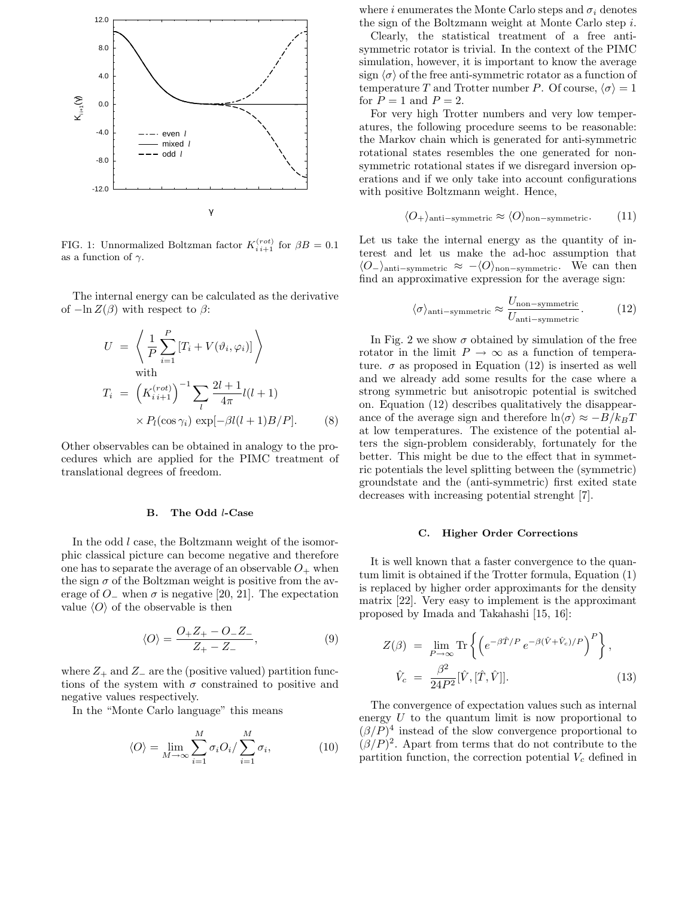FIG. 1: Unnormalized Boltzman factor $K^{(rot)}_{i\,i+1}$ for $\beta B = 0.1$ as a function of $\gamma$.

The internal energy can be calculated as the derivative of $-\ln Z(\beta)$ with respect to $\beta$:

$$
\begin{aligned}
U &= \left\langle \frac{1}{P}\sum_{i=1}^{P}[T_i + V(\vartheta_i,\varphi_i)] \right\rangle \\
&\text{with} \\
T_i &= \left(K^{(rot)}_{i\,i+1}\right)^{-1} \sum_l \frac{2l+1}{4\pi} l(l+1) \\
&\quad \times P_l(\cos\gamma_i)\, \exp[-\beta l(l+1)B/P]. \qquad (8)
\end{aligned}
$$

Other observables can be obtained in analogy to the procedures which are applied for the PIMC treatment of translational degrees of freedom.

### B. The Odd $l$-Case

In the odd $l$ case, the Boltzmann weight of the isomorphic classical picture can become negative and therefore one has to separate the average of an observable $O_+$ when the sign $\sigma$ of the Boltzman weight is positive from the average of $O_-$ when $\sigma$ is negative [20, 21]. The expectation value $\langle O\rangle$ of the observable is then

$$
\langle O\rangle = \frac{O_+Z_+ - O_-Z_-}{Z_+ - Z_-}, \qquad (9)
$$

where $Z_+$ and $Z_-$ are the (positive valued) partition functions of the system with $\sigma$ constrained to positive and negative values respectively.

In the "Monte Carlo language" this means

$$
\langle O\rangle = \lim_{M\to\infty} \sum_{i=1}^{M} \sigma_i O_i / \sum_{i=1}^{M} \sigma_i, \qquad (10)
$$

where $i$ enumerates the Monte Carlo steps and $\sigma_i$ denotes the sign of the Boltzmann weight at Monte Carlo step $i$.

Clearly, the statistical treatment of a free anti-symmetric rotator is trivial. In the context of the PIMC simulation, however, it is important to know the average sign $\langle\sigma\rangle$ of the free anti-symmetric rotator as a function of temperature $T$ and Trotter number $P$. Of course, $\langle\sigma\rangle = 1$ for $P = 1$ and $P = 2$.

For very high Trotter numbers and very low temperatures, the following procedure seems to be reasonable: the Markov chain which is generated for anti-symmetric rotational states resembles the one generated for non-symmetric rotational states if we disregard inversion operations and if we only take into account configurations with positive Boltzmann weight. Hence,

$$
\langle O_+\rangle_{\text{anti-symmetric}} \approx \langle O\rangle_{\text{non-symmetric}}. \qquad (11)
$$

Let us take the internal energy as the quantity of interest and let us make the ad-hoc assumption that $\langle O_-\rangle_{\text{anti-symmetric}} \approx -\langle O\rangle_{\text{non-symmetric}}$. We can then find an approximative expression for the average sign:

$$
\langle\sigma\rangle_{\text{anti-symmetric}} \approx \frac{U_{\text{non-symmetric}}}{U_{\text{anti-symmetric}}}. \qquad (12)
$$

In Fig. 2 we show $\sigma$ obtained by simulation of the free rotator in the limit $P\to\infty$ as a function of temperature. $\sigma$ as proposed in Equation (12) is inserted as well and we already add some results for the case where a strong symmetric but anisotropic potential is switched on. Equation (12) describes qualitatively the disappearance of the average sign and therefore $\ln\langle\sigma\rangle \approx -B/k_BT$ at low temperatures. The existence of the potential alters the sign-problem considerably, fortunately for the better. This might be due to the effect that in symmetric potentials the level splitting between the (symmetric) groundstate and the (anti-symmetric) first exited state decreases with increasing potential strenght [7].

### C. Higher Order Corrections

It is well known that a faster convergence to the quantum limit is obtained if the Trotter formula, Equation (1) is replaced by higher order approximants for the density matrix [22]. Very easy to implement is the approximant proposed by Imada and Takahashi [15, 16]:

$$
\begin{aligned}
Z(\beta) &= \lim_{P\to\infty} \mathrm{Tr}\left\{\left(e^{-\beta\hat{T}/P}\, e^{-\beta(\hat{V}+\hat{V}_c)/P}\right)^P\right\}, \\
\hat{V}_c &= \frac{\beta^2}{24P^2}[\hat{V},[\hat{T},\hat{V}]]. \qquad (13)
\end{aligned}
$$

The convergence of expectation values such as internal energy $U$ to the quantum limit is now proportional to $(\beta/P)^4$ instead of the slow convergence proportional to $(\beta/P)^2$. Apart from terms that do not contribute to the partition function, the correction potential $V_c$ defined in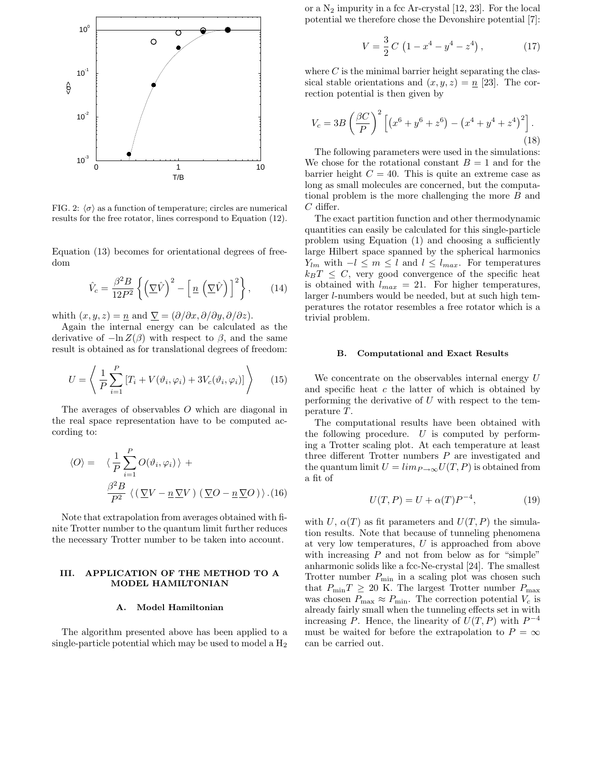FIG. 2: $\langle\sigma\rangle$ as a function of temperature; circles are numerical results for the free rotator, lines correspond to Equation (12).

Equation (13) becomes for orientational degrees of freedom

$$\hat{V}_c = \frac{\beta^2 B}{12P^2}\left\{\left(\underline{\nabla}\hat{V}\right)^2 - \left[\underline{n}\left(\underline{\nabla}\hat{V}\right)\right]^2\right\}, \qquad (14)$$

whith $(x,y,z) = \underline{n}$ and $\underline{\nabla} = (\partial/\partial x, \partial/\partial y, \partial/\partial z)$.

Again the internal energy can be calculated as the derivative of $-\ln Z(\beta)$ with respect to $\beta$, and the same result is obtained as for translational degrees of freedom:

$$U = \left\langle \frac{1}{P}\sum_{i=1}^{P}\left[T_i + V(\vartheta_i,\varphi_i) + 3V_c(\vartheta_i,\varphi_i)\right]\right\rangle \qquad (15)$$

The averages of observables $O$ which are diagonal in the real space representation have to be computed according to:

$$\langle O\rangle = \langle \frac{1}{P}\sum_{i=1}^{P} O(\vartheta_i,\varphi_i)\rangle + \frac{\beta^2 B}{P^2}\,\langle\,(\,\underline{\nabla}V - \underline{n}\,\underline{\nabla}V\,)\,(\,\underline{\nabla}O - \underline{n}\,\underline{\nabla}O\,)\,\rangle\,. \qquad (16)$$

Note that extrapolation from averages obtained with finite Trotter number to the quantum limit further reduces the necessary Trotter number to be taken into account.

## III. APPLICATION OF THE METHOD TO A MODEL HAMILTONIAN

### A. Model Hamiltonian

The algorithm presented above has been applied to a single-particle potential which may be used to model a $H_2$ or a $N_2$ impurity in a fcc Ar-crystal [12, 23]. For the local potential we therefore chose the Devonshire potential [7]:

$$V = \frac{3}{2}\,C\,\left(1 - x^4 - y^4 - z^4\right), \qquad (17)$$

where $C$ is the minimal barrier height separating the classical stable orientations and $(x,y,z) = \underline{n}$ [23]. The correction potential is then given by

$$V_c = 3B\left(\frac{\beta C}{P}\right)^2\left[\left(x^6+y^6+z^6\right) - \left(x^4+y^4+z^4\right)^2\right]. \qquad (18)$$

The following parameters were used in the simulations: We chose for the rotational constant $B = 1$ and for the barrier height $C = 40$. This is quite an extreme case as long as small molecules are concerned, but the computational problem is the more challenging the more $B$ and $C$ differ.

The exact partition function and other thermodynamic quantities can easily be calculated for this single-particle problem using Equation (1) and choosing a sufficiently large Hilbert space spanned by the spherical harmonics $Y_{lm}$ with $-l \leq m \leq l$ and $l \leq l_{max}$. For temperatures $k_B T \leq C$, very good convergence of the specific heat is obtained with $l_{max} = 21$. For higher temperatures, larger $l$-numbers would be needed, but at such high temperatures the rotator resembles a free rotator which is a trivial problem.

### B. Computational and Exact Results

We concentrate on the observables internal energy $U$ and specific heat $c$ the latter of which is obtained by performing the derivative of $U$ with respect to the temperature $T$.

The computational results have been obtained with the following procedure. $U$ is computed by performing a Trotter scaling plot. At each temperature at least three different Trotter numbers $P$ are investigated and the quantum limit $U = lim_{P\to\infty}U(T,P)$ is obtained from a fit of

$$U(T,P) = U + \alpha(T)P^{-4}, \qquad (19)$$

with $U$, $\alpha(T)$ as fit parameters and $U(T,P)$ the simulation results. Note that because of tunneling phenomena at very low temperatures, $U$ is approached from above with increasing $P$ and not from below as for "simple" anharmonic solids like a fcc-Ne-crystal [24]. The smallest Trotter number $P_{\min}$ in a scaling plot was chosen such that $P_{\min}T \geq 20$ K. The largest Trotter number $P_{\max}$ was chosen $P_{\max} \approx P_{\min}$. The correction potential $V_c$ is already fairly small when the tunneling effects set in with increasing $P$. Hence, the linearity of $U(T,P)$ with $P^{-4}$ must be waited for before the extrapolation to $P = \infty$ can be carried out.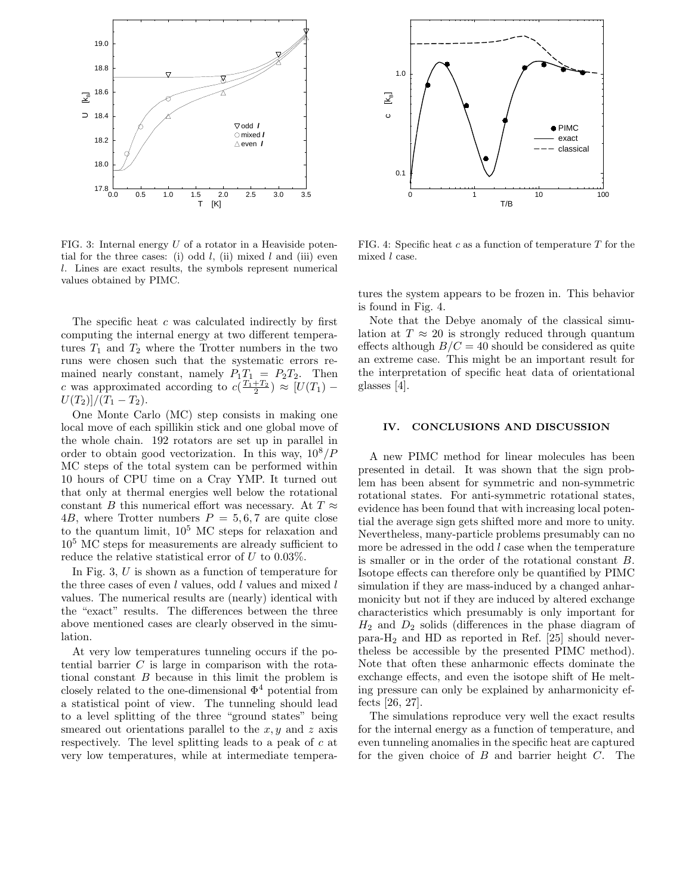FIG. 3: Internal energy $U$ of a rotator in a Heaviside potential for the three cases: (i) odd $l$, (ii) mixed $l$ and (iii) even $l$. Lines are exact results, the symbols represent numerical values obtained by PIMC.

FIG. 4: Specific heat $c$ as a function of temperature $T$ for the mixed $l$ case.

The specific heat $c$ was calculated indirectly by first computing the internal energy at two different temperatures $T_1$ and $T_2$ where the Trotter numbers in the two runs were chosen such that the systematic errors remained nearly constant, namely $P_1T_1 = P_2T_2$. Then $c$ was approximated according to $c(\frac{T_1+T_2}{2}) \approx [U(T_1) - U(T_2)]/(T_1 - T_2)$.

One Monte Carlo (MC) step consists in making one local move of each spillikin stick and one global move of the whole chain. 192 rotators are set up in parallel in order to obtain good vectorization. In this way, $10^8/P$ MC steps of the total system can be performed within 10 hours of CPU time on a Cray YMP. It turned out that only at thermal energies well below the rotational constant $B$ this numerical effort was necessary. At $T \approx 4B$, where Trotter numbers $P = 5, 6, 7$ are quite close to the quantum limit, $10^5$ MC steps for relaxation and $10^5$ MC steps for measurements are already sufficient to reduce the relative statistical error of $U$ to 0.03%.

In Fig. 3, $U$ is shown as a function of temperature for the three cases of even $l$ values, odd $l$ values and mixed $l$ values. The numerical results are (nearly) identical with the "exact" results. The differences between the three above mentioned cases are clearly observed in the simulation.

At very low temperatures tunneling occurs if the potential barrier $C$ is large in comparison with the rotational constant $B$ because in this limit the problem is closely related to the one-dimensional $\Phi^4$ potential from a statistical point of view. The tunneling should lead to a level splitting of the three "ground states" being smeared out orientations parallel to the $x, y$ and $z$ axis respectively. The level splitting leads to a peak of $c$ at very low temperatures, while at intermediate temperatures the system appears to be frozen in. This behavior is found in Fig. 4.

Note that the Debye anomaly of the classical simulation at $T \approx 20$ is strongly reduced through quantum effects although $B/C = 40$ should be considered as quite an extreme case. This might be an important result for the interpretation of specific heat data of orientational glasses [4].

## IV. CONCLUSIONS AND DISCUSSION

A new PIMC method for linear molecules has been presented in detail. It was shown that the sign problem has been absent for symmetric and non-symmetric rotational states. For anti-symmetric rotational states, evidence has been found that with increasing local potential the average sign gets shifted more and more to unity. Nevertheless, many-particle problems presumably can no more be adressed in the odd $l$ case when the temperature is smaller or in the order of the rotational constant $B$. Isotope effects can therefore only be quantified by PIMC simulation if they are mass-induced by a changed anharmonicity but not if they are induced by altered exchange characteristics which presumably is only important for $H_2$ and $D_2$ solids (differences in the phase diagram of para-$H_2$ and HD as reported in Ref. [25] should nevertheless be accessible by the presented PIMC method). Note that often these anharmonic effects dominate the exchange effects, and even the isotope shift of He melting pressure can only be explained by anharmonicity effects [26, 27].

The simulations reproduce very well the exact results for the internal energy as a function of temperature, and even tunneling anomalies in the specific heat are captured for the given choice of $B$ and barrier height $C$. The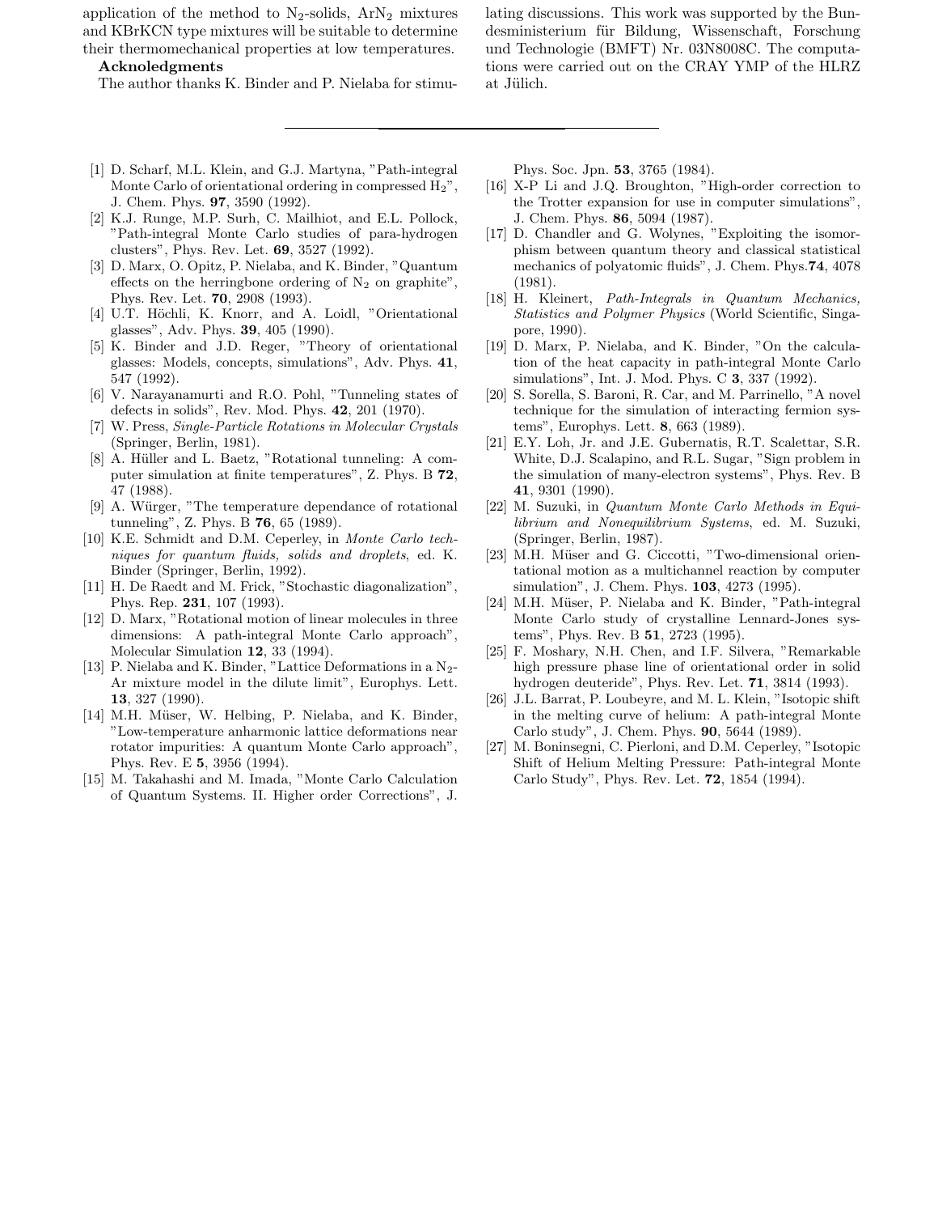application of the method to $N_2$-solids, $ArN_2$ mixtures and KBrKCN type mixtures will be suitable to determine their thermomechanical properties at low temperatures.

**Acknoledgments**

The author thanks K. Binder and P. Nielaba for stimulating discussions. This work was supported by the Bundesministerium für Bildung, Wissenschaft, Forschung und Technologie (BMFT) Nr. 03N8008C. The computations were carried out on the CRAY YMP of the HLRZ at Jülich.

---

[1] D. Scharf, M.L. Klein, and G.J. Martyna, "Path-integral Monte Carlo of orientational ordering in compressed $H_2$", J. Chem. Phys. **97**, 3590 (1992).

[2] K.J. Runge, M.P. Surh, C. Mailhiot, and E.L. Pollock, "Path-integral Monte Carlo studies of para-hydrogen clusters", Phys. Rev. Let. **69**, 3527 (1992).

[3] D. Marx, O. Opitz, P. Nielaba, and K. Binder, "Quantum effects on the herringbone ordering of $N_2$ on graphite", Phys. Rev. Let. **70**, 2908 (1993).

[4] U.T. Höchli, K. Knorr, and A. Loidl, "Orientational glasses", Adv. Phys. **39**, 405 (1990).

[5] K. Binder and J.D. Reger, "Theory of orientational glasses: Models, concepts, simulations", Adv. Phys. **41**, 547 (1992).

[6] V. Narayanamurti and R.O. Pohl, "Tunneling states of defects in solids", Rev. Mod. Phys. **42**, 201 (1970).

[7] W. Press, *Single-Particle Rotations in Molecular Crystals* (Springer, Berlin, 1981).

[8] A. Hüller and L. Baetz, "Rotational tunneling: A computer simulation at finite temperatures", Z. Phys. B **72**, 47 (1988).

[9] A. Würger, "The temperature dependance of rotational tunneling", Z. Phys. B **76**, 65 (1989).

[10] K.E. Schmidt and D.M. Ceperley, in *Monte Carlo techniques for quantum fluids, solids and droplets*, ed. K. Binder (Springer, Berlin, 1992).

[11] H. De Raedt and M. Frick, "Stochastic diagonalization", Phys. Rep. **231**, 107 (1993).

[12] D. Marx, "Rotational motion of linear molecules in three dimensions: A path-integral Monte Carlo approach", Molecular Simulation **12**, 33 (1994).

[13] P. Nielaba and K. Binder, "Lattice Deformations in a $N_2$-Ar mixture model in the dilute limit", Europhys. Lett. **13**, 327 (1990).

[14] M.H. Müser, W. Helbing, P. Nielaba, and K. Binder, "Low-temperature anharmonic lattice deformations near rotator impurities: A quantum Monte Carlo approach", Phys. Rev. E **5**, 3956 (1994).

[15] M. Takahashi and M. Imada, "Monte Carlo Calculation of Quantum Systems. II. Higher order Corrections", J. Phys. Soc. Jpn. **53**, 3765 (1984).

[16] X-P Li and J.Q. Broughton, "High-order correction to the Trotter expansion for use in computer simulations", J. Chem. Phys. **86**, 5094 (1987).

[17] D. Chandler and G. Wolynes, "Exploiting the isomorphism between quantum theory and classical statistical mechanics of polyatomic fluids", J. Chem. Phys.**74**, 4078 (1981).

[18] H. Kleinert, *Path-Integrals in Quantum Mechanics, Statistics and Polymer Physics* (World Scientific, Singapore, 1990).

[19] D. Marx, P. Nielaba, and K. Binder, "On the calculation of the heat capacity in path-integral Monte Carlo simulations", Int. J. Mod. Phys. C **3**, 337 (1992).

[20] S. Sorella, S. Baroni, R. Car, and M. Parrinello, "A novel technique for the simulation of interacting fermion systems", Europhys. Lett. **8**, 663 (1989).

[21] E.Y. Loh, Jr. and J.E. Gubernatis, R.T. Scalettar, S.R. White, D.J. Scalapino, and R.L. Sugar, "Sign problem in the simulation of many-electron systems", Phys. Rev. B **41**, 9301 (1990).

[22] M. Suzuki, in *Quantum Monte Carlo Methods in Equilibrium and Nonequilibrium Systems*, ed. M. Suzuki, (Springer, Berlin, 1987).

[23] M.H. Müser and G. Ciccotti, "Two-dimensional orientational motion as a multichannel reaction by computer simulation", J. Chem. Phys. **103**, 4273 (1995).

[24] M.H. Müser, P. Nielaba and K. Binder, "Path-integral Monte Carlo study of crystalline Lennard-Jones systems", Phys. Rev. B **51**, 2723 (1995).

[25] F. Moshary, N.H. Chen, and I.F. Silvera, "Remarkable high pressure phase line of orientational order in solid hydrogen deuteride", Phys. Rev. Let. **71**, 3814 (1993).

[26] J.L. Barrat, P. Loubeyre, and M. L. Klein, "Isotopic shift in the melting curve of helium: A path-integral Monte Carlo study", J. Chem. Phys. **90**, 5644 (1989).

[27] M. Boninsegni, C. Pierloni, and D.M. Ceperley, "Isotopic Shift of Helium Melting Pressure: Path-integral Monte Carlo Study", Phys. Rev. Let. **72**, 1854 (1994).